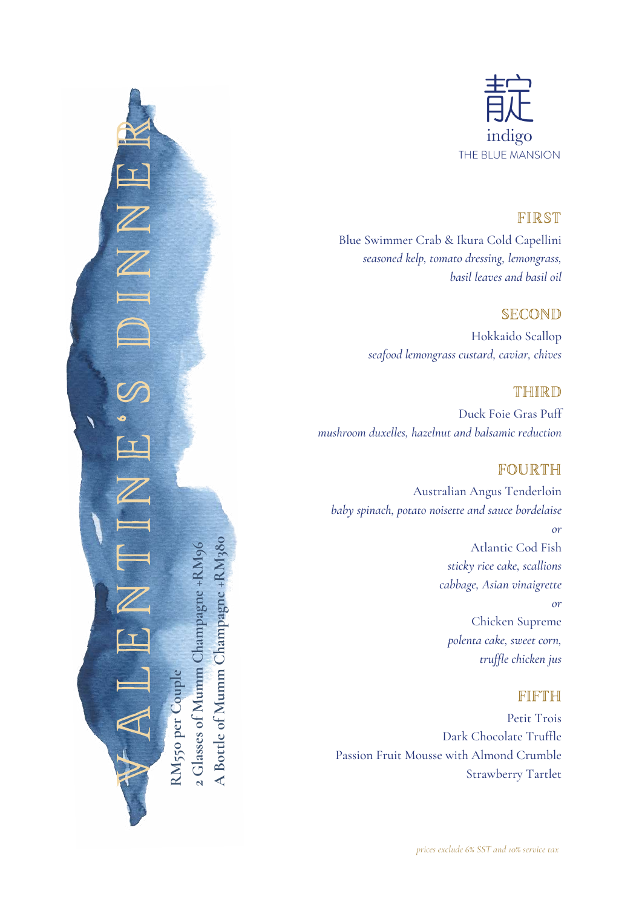靛
indigo
THE BLUE MANSION

# VALENTINE'S DINNER

**RM550 per Couple**
**2 Glasses of Mumm Champagne +RM96**
**A Bottle of Mumm Champagne +RM380**

## FIRST

Blue Swimmer Crab & Ikura Cold Capellini
*seasoned kelp, tomato dressing, lemongrass, basil leaves and basil oil*

## SECOND

Hokkaido Scallop
*seafood lemongrass custard, caviar, chives*

## THIRD

Duck Foie Gras Puff
*mushroom duxelles, hazelnut and balsamic reduction*

## FOURTH

Australian Angus Tenderloin
*baby spinach, potato noisette and sauce bordelaise*

*or*

Atlantic Cod Fish
*sticky rice cake, scallions cabbage, Asian vinaigrette*

*or*

Chicken Supreme
*polenta cake, sweet corn, truffle chicken jus*

## FIFTH

Petit Trois
Dark Chocolate Truffle
Passion Fruit Mousse with Almond Crumble
Strawberry Tartlet

*prices exclude 6% SST and 10% service tax*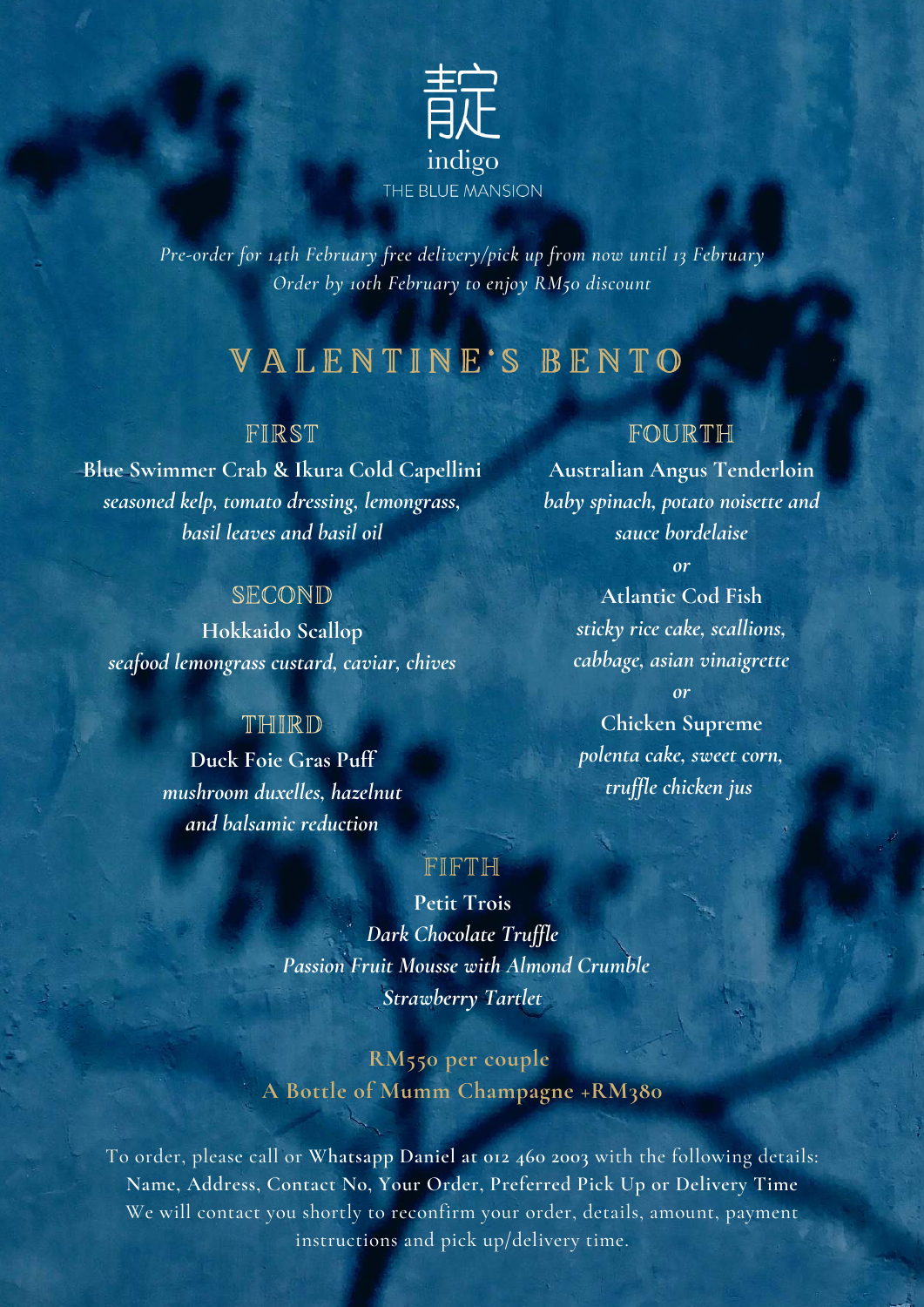靛

indigo

THE BLUE MANSION

*Pre-order for 14th February free delivery/pick up from now until 13 February*
*Order by 10th February to enjoy RM50 discount*

# VALENTINE'S BENTO

## FIRST

**Blue Swimmer Crab & Ikura Cold Capellini**
*seasoned kelp, tomato dressing, lemongrass, basil leaves and basil oil*

## SECOND

**Hokkaido Scallop**
*seafood lemongrass custard, caviar, chives*

## THIRD

**Duck Foie Gras Puff**
*mushroom duxelles, hazelnut and balsamic reduction*

## FOURTH

**Australian Angus Tenderloin**
*baby spinach, potato noisette and sauce bordelaise*

*or*

**Atlantic Cod Fish**
*sticky rice cake, scallions, cabbage, asian vinaigrette*

*or*

**Chicken Supreme**
*polenta cake, sweet corn, truffle chicken jus*

## FIFTH

**Petit Trois**
*Dark Chocolate Truffle*
*Passion Fruit Mousse with Almond Crumble*
*Strawberry Tartlet*

**RM550 per couple**
**A Bottle of Mumm Champagne +RM380**

To order, please call or Whatsapp Daniel at 012 460 2003 with the following details:
Name, Address, Contact No, Your Order, Preferred Pick Up or Delivery Time
We will contact you shortly to reconfirm your order, details, amount, payment instructions and pick up/delivery time.